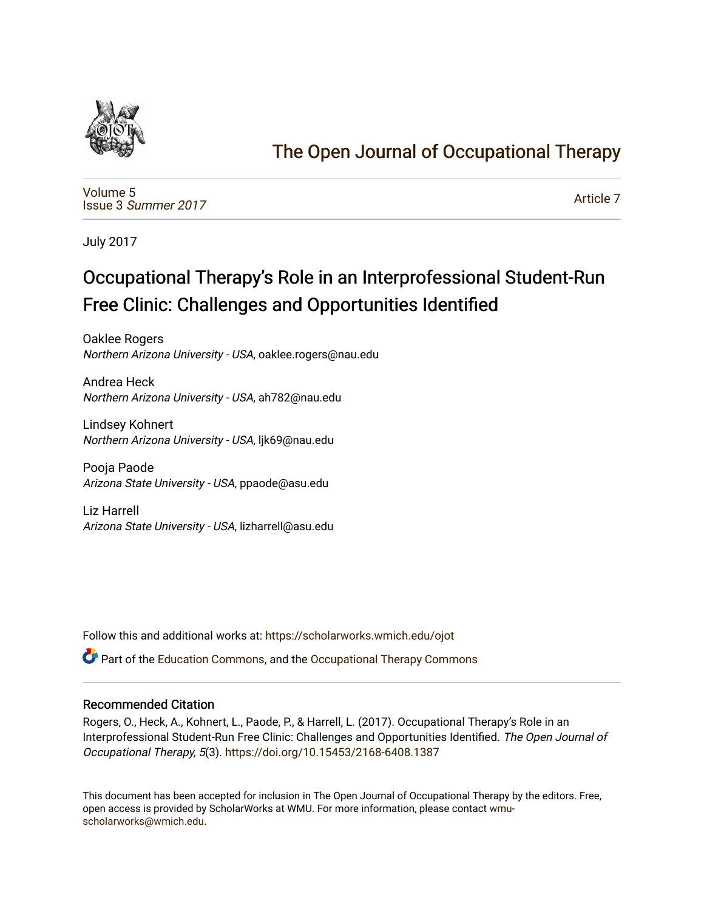# The Open Journal of Occupational Therapy

Volume 5
Issue 3 *Summer 2017*

Article 7

July 2017

## Occupational Therapy's Role in an Interprofessional Student-Run Free Clinic: Challenges and Opportunities Identified

Oaklee Rogers
*Northern Arizona University - USA*, oaklee.rogers@nau.edu

Andrea Heck
*Northern Arizona University - USA*, ah782@nau.edu

Lindsey Kohnert
*Northern Arizona University - USA*, ljk69@nau.edu

Pooja Paode
*Arizona State University - USA*, ppaode@asu.edu

Liz Harrell
*Arizona State University - USA*, lizharrell@asu.edu

Follow this and additional works at: https://scholarworks.wmich.edu/ojot

Part of the Education Commons, and the Occupational Therapy Commons

### Recommended Citation

Rogers, O., Heck, A., Kohnert, L., Paode, P., & Harrell, L. (2017). Occupational Therapy's Role in an Interprofessional Student-Run Free Clinic: Challenges and Opportunities Identified. *The Open Journal of Occupational Therapy, 5*(3). https://doi.org/10.15453/2168-6408.1387

This document has been accepted for inclusion in The Open Journal of Occupational Therapy by the editors. Free, open access is provided by ScholarWorks at WMU. For more information, please contact wmu-scholarworks@wmich.edu.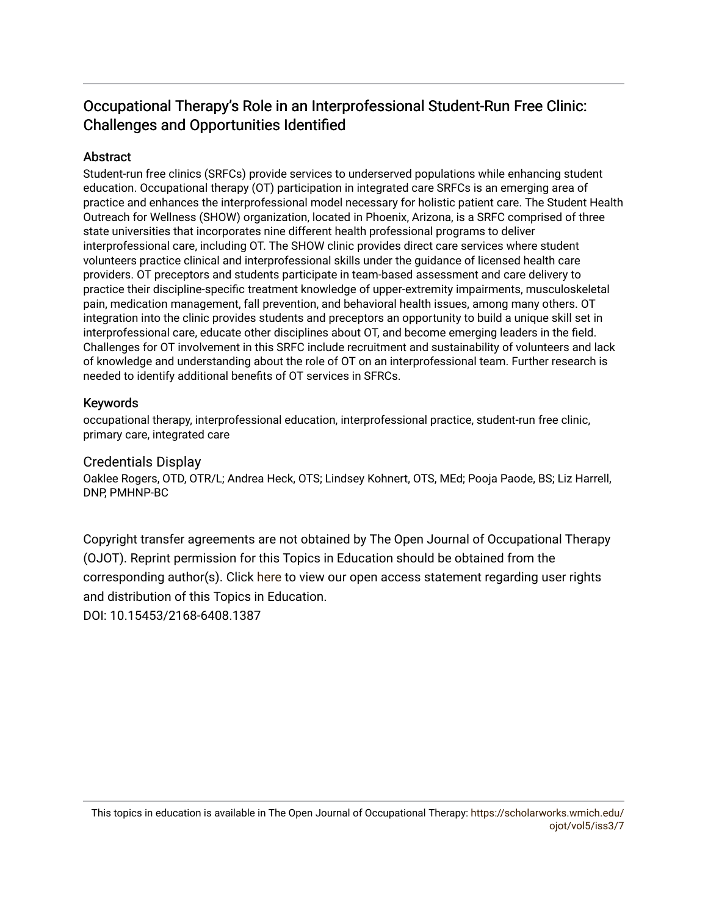# Occupational Therapy's Role in an Interprofessional Student-Run Free Clinic: Challenges and Opportunities Identified

## Abstract

Student-run free clinics (SRFCs) provide services to underserved populations while enhancing student education. Occupational therapy (OT) participation in integrated care SRFCs is an emerging area of practice and enhances the interprofessional model necessary for holistic patient care. The Student Health Outreach for Wellness (SHOW) organization, located in Phoenix, Arizona, is a SRFC comprised of three state universities that incorporates nine different health professional programs to deliver interprofessional care, including OT. The SHOW clinic provides direct care services where student volunteers practice clinical and interprofessional skills under the guidance of licensed health care providers. OT preceptors and students participate in team-based assessment and care delivery to practice their discipline-specific treatment knowledge of upper-extremity impairments, musculoskeletal pain, medication management, fall prevention, and behavioral health issues, among many others. OT integration into the clinic provides students and preceptors an opportunity to build a unique skill set in interprofessional care, educate other disciplines about OT, and become emerging leaders in the field. Challenges for OT involvement in this SRFC include recruitment and sustainability of volunteers and lack of knowledge and understanding about the role of OT on an interprofessional team. Further research is needed to identify additional benefits of OT services in SFRCs.

## Keywords

occupational therapy, interprofessional education, interprofessional practice, student-run free clinic, primary care, integrated care

## Credentials Display

Oaklee Rogers, OTD, OTR/L; Andrea Heck, OTS; Lindsey Kohnert, OTS, MEd; Pooja Paode, BS; Liz Harrell, DNP, PMHNP-BC

Copyright transfer agreements are not obtained by The Open Journal of Occupational Therapy (OJOT). Reprint permission for this Topics in Education should be obtained from the corresponding author(s). Click here to view our open access statement regarding user rights and distribution of this Topics in Education.

DOI: 10.15453/2168-6408.1387

This topics in education is available in The Open Journal of Occupational Therapy: https://scholarworks.wmich.edu/ojot/vol5/iss3/7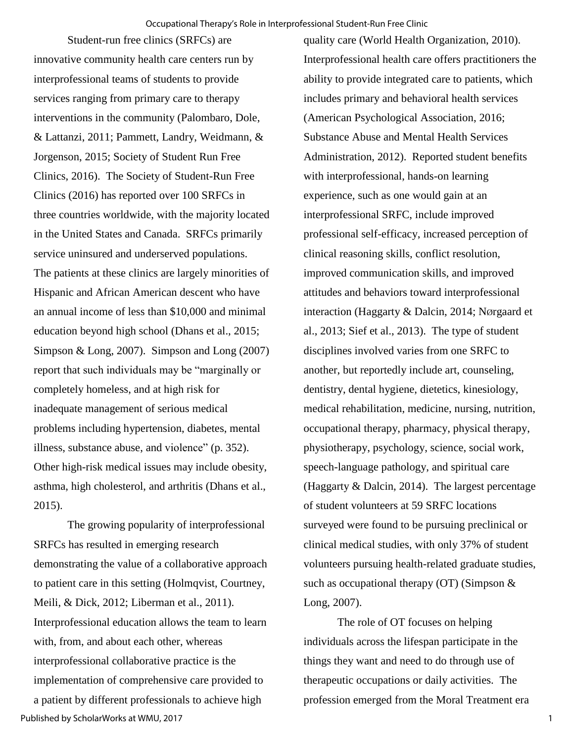Student-run free clinics (SRFCs) are innovative community health care centers run by interprofessional teams of students to provide services ranging from primary care to therapy interventions in the community (Palombaro, Dole, & Lattanzi, 2011; Pammett, Landry, Weidmann, & Jorgenson, 2015; Society of Student Run Free Clinics, 2016). The Society of Student-Run Free Clinics (2016) has reported over 100 SRFCs in three countries worldwide, with the majority located in the United States and Canada. SRFCs primarily service uninsured and underserved populations. The patients at these clinics are largely minorities of Hispanic and African American descent who have an annual income of less than $10,000 and minimal education beyond high school (Dhans et al., 2015; Simpson & Long, 2007). Simpson and Long (2007) report that such individuals may be "marginally or completely homeless, and at high risk for inadequate management of serious medical problems including hypertension, diabetes, mental illness, substance abuse, and violence" (p. 352). Other high-risk medical issues may include obesity, asthma, high cholesterol, and arthritis (Dhans et al., 2015).

The growing popularity of interprofessional SRFCs has resulted in emerging research demonstrating the value of a collaborative approach to patient care in this setting (Holmqvist, Courtney, Meili, & Dick, 2012; Liberman et al., 2011). Interprofessional education allows the team to learn with, from, and about each other, whereas interprofessional collaborative practice is the implementation of comprehensive care provided to a patient by different professionals to achieve high quality care (World Health Organization, 2010). Interprofessional health care offers practitioners the ability to provide integrated care to patients, which includes primary and behavioral health services (American Psychological Association, 2016; Substance Abuse and Mental Health Services Administration, 2012). Reported student benefits with interprofessional, hands-on learning experience, such as one would gain at an interprofessional SRFC, include improved professional self-efficacy, increased perception of clinical reasoning skills, conflict resolution, improved communication skills, and improved attitudes and behaviors toward interprofessional interaction (Haggarty & Dalcin, 2014; Nørgaard et al., 2013; Sief et al., 2013). The type of student disciplines involved varies from one SRFC to another, but reportedly include art, counseling, dentistry, dental hygiene, dietetics, kinesiology, medical rehabilitation, medicine, nursing, nutrition, occupational therapy, pharmacy, physical therapy, physiotherapy, psychology, science, social work, speech-language pathology, and spiritual care (Haggarty & Dalcin, 2014). The largest percentage of student volunteers at 59 SRFC locations surveyed were found to be pursuing preclinical or clinical medical studies, with only 37% of student volunteers pursuing health-related graduate studies, such as occupational therapy (OT) (Simpson & Long, 2007).

The role of OT focuses on helping individuals across the lifespan participate in the things they want and need to do through use of therapeutic occupations or daily activities. The profession emerged from the Moral Treatment era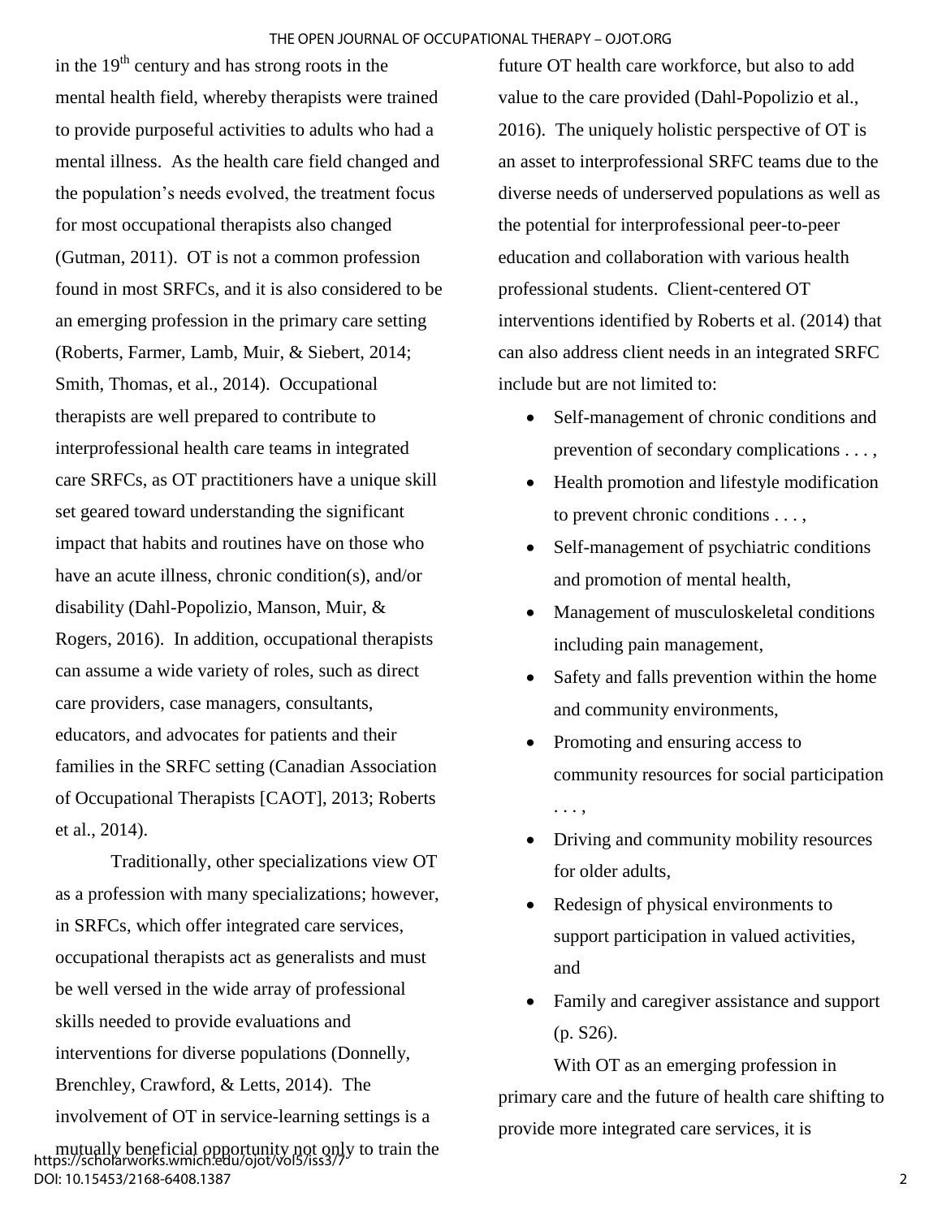in the 19th century and has strong roots in the mental health field, whereby therapists were trained to provide purposeful activities to adults who had a mental illness. As the health care field changed and the population's needs evolved, the treatment focus for most occupational therapists also changed (Gutman, 2011). OT is not a common profession found in most SRFCs, and it is also considered to be an emerging profession in the primary care setting (Roberts, Farmer, Lamb, Muir, & Siebert, 2014; Smith, Thomas, et al., 2014). Occupational therapists are well prepared to contribute to interprofessional health care teams in integrated care SRFCs, as OT practitioners have a unique skill set geared toward understanding the significant impact that habits and routines have on those who have an acute illness, chronic condition(s), and/or disability (Dahl-Popolizio, Manson, Muir, & Rogers, 2016). In addition, occupational therapists can assume a wide variety of roles, such as direct care providers, case managers, consultants, educators, and advocates for patients and their families in the SRFC setting (Canadian Association of Occupational Therapists [CAOT], 2013; Roberts et al., 2014).

Traditionally, other specializations view OT as a profession with many specializations; however, in SRFCs, which offer integrated care services, occupational therapists act as generalists and must be well versed in the wide array of professional skills needed to provide evaluations and interventions for diverse populations (Donnelly, Brenchley, Crawford, & Letts, 2014). The involvement of OT in service-learning settings is a mutually beneficial opportunity not only to train the future OT health care workforce, but also to add value to the care provided (Dahl-Popolizio et al., 2016). The uniquely holistic perspective of OT is an asset to interprofessional SRFC teams due to the diverse needs of underserved populations as well as the potential for interprofessional peer-to-peer education and collaboration with various health professional students. Client-centered OT interventions identified by Roberts et al. (2014) that can also address client needs in an integrated SRFC include but are not limited to:

- Self-management of chronic conditions and prevention of secondary complications . . . ,
- Health promotion and lifestyle modification to prevent chronic conditions . . . ,
- Self-management of psychiatric conditions and promotion of mental health,
- Management of musculoskeletal conditions including pain management,
- Safety and falls prevention within the home and community environments,
- Promoting and ensuring access to community resources for social participation . . . ,
- Driving and community mobility resources for older adults,
- Redesign of physical environments to support participation in valued activities, and
- Family and caregiver assistance and support (p. S26).

With OT as an emerging profession in primary care and the future of health care shifting to provide more integrated care services, it is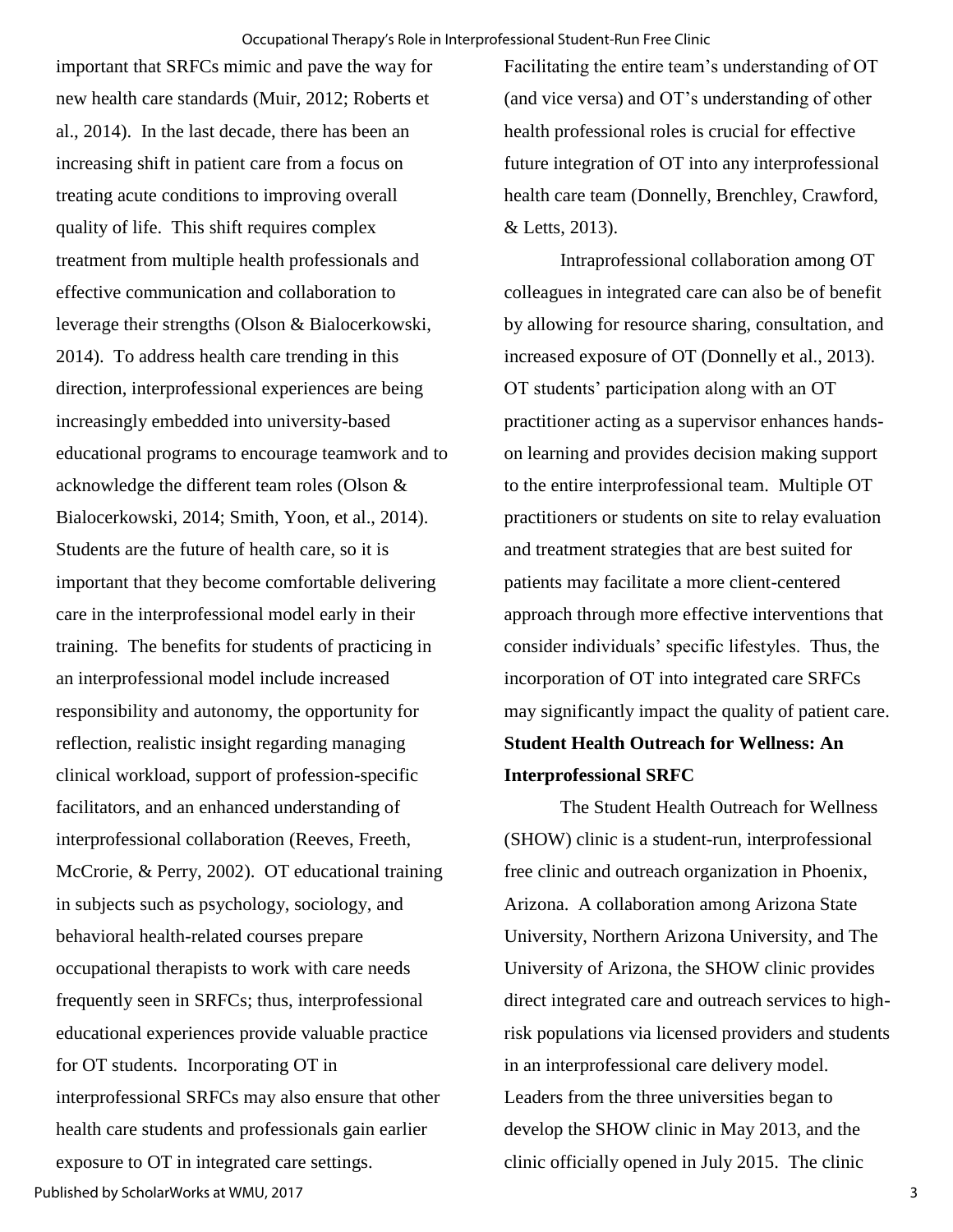important that SRFCs mimic and pave the way for new health care standards (Muir, 2012; Roberts et al., 2014). In the last decade, there has been an increasing shift in patient care from a focus on treating acute conditions to improving overall quality of life. This shift requires complex treatment from multiple health professionals and effective communication and collaboration to leverage their strengths (Olson & Bialocerkowski, 2014). To address health care trending in this direction, interprofessional experiences are being increasingly embedded into university-based educational programs to encourage teamwork and to acknowledge the different team roles (Olson & Bialocerkowski, 2014; Smith, Yoon, et al., 2014). Students are the future of health care, so it is important that they become comfortable delivering care in the interprofessional model early in their training. The benefits for students of practicing in an interprofessional model include increased responsibility and autonomy, the opportunity for reflection, realistic insight regarding managing clinical workload, support of profession-specific facilitators, and an enhanced understanding of interprofessional collaboration (Reeves, Freeth, McCrorie, & Perry, 2002). OT educational training in subjects such as psychology, sociology, and behavioral health-related courses prepare occupational therapists to work with care needs frequently seen in SRFCs; thus, interprofessional educational experiences provide valuable practice for OT students. Incorporating OT in interprofessional SRFCs may also ensure that other health care students and professionals gain earlier exposure to OT in integrated care settings. Facilitating the entire team's understanding of OT (and vice versa) and OT's understanding of other health professional roles is crucial for effective future integration of OT into any interprofessional health care team (Donnelly, Brenchley, Crawford, & Letts, 2013).

Intraprofessional collaboration among OT colleagues in integrated care can also be of benefit by allowing for resource sharing, consultation, and increased exposure of OT (Donnelly et al., 2013). OT students' participation along with an OT practitioner acting as a supervisor enhances hands-on learning and provides decision making support to the entire interprofessional team. Multiple OT practitioners or students on site to relay evaluation and treatment strategies that are best suited for patients may facilitate a more client-centered approach through more effective interventions that consider individuals' specific lifestyles. Thus, the incorporation of OT into integrated care SRFCs may significantly impact the quality of patient care.

**Student Health Outreach for Wellness: An Interprofessional SRFC**

The Student Health Outreach for Wellness (SHOW) clinic is a student-run, interprofessional free clinic and outreach organization in Phoenix, Arizona. A collaboration among Arizona State University, Northern Arizona University, and The University of Arizona, the SHOW clinic provides direct integrated care and outreach services to high-risk populations via licensed providers and students in an interprofessional care delivery model. Leaders from the three universities began to develop the SHOW clinic in May 2013, and the clinic officially opened in July 2015. The clinic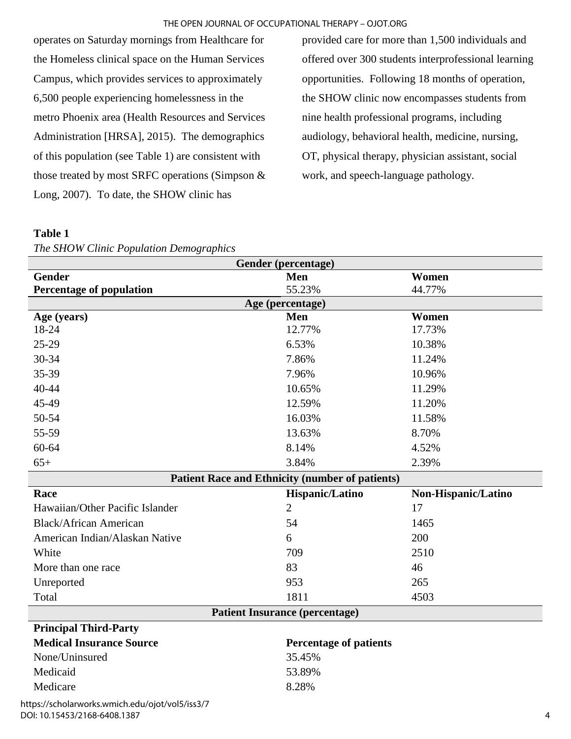operates on Saturday mornings from Healthcare for the Homeless clinical space on the Human Services Campus, which provides services to approximately 6,500 people experiencing homelessness in the metro Phoenix area (Health Resources and Services Administration [HRSA], 2015). The demographics of this population (see Table 1) are consistent with those treated by most SRFC operations (Simpson & Long, 2007). To date, the SHOW clinic has provided care for more than 1,500 individuals and offered over 300 students interprofessional learning opportunities. Following 18 months of operation, the SHOW clinic now encompasses students from nine health professional programs, including audiology, behavioral health, medicine, nursing, OT, physical therapy, physician assistant, social work, and speech-language pathology.

**Table 1**

*The SHOW Clinic Population Demographics*

| **Gender (percentage)** | | |
|---|---|---|
| **Gender** | **Men** | **Women** |
| **Percentage of population** | 55.23% | 44.77% |
| **Age (percentage)** | | |
| **Age (years)** | **Men** | **Women** |
| 18-24 | 12.77% | 17.73% |
| 25-29 | 6.53% | 10.38% |
| 30-34 | 7.86% | 11.24% |
| 35-39 | 7.96% | 10.96% |
| 40-44 | 10.65% | 11.29% |
| 45-49 | 12.59% | 11.20% |
| 50-54 | 16.03% | 11.58% |
| 55-59 | 13.63% | 8.70% |
| 60-64 | 8.14% | 4.52% |
| 65+ | 3.84% | 2.39% |
| **Patient Race and Ethnicity (number of patients)** | | |
| **Race** | **Hispanic/Latino** | **Non-Hispanic/Latino** |
| Hawaiian/Other Pacific Islander | 2 | 17 |
| Black/African American | 54 | 1465 |
| American Indian/Alaskan Native | 6 | 200 |
| White | 709 | 2510 |
| More than one race | 83 | 46 |
| Unreported | 953 | 265 |
| Total | 1811 | 4503 |
| **Patient Insurance (percentage)** | | |
| **Principal Third-Party Medical Insurance Source** | **Percentage of patients** | |
| None/Uninsured | 35.45% | |
| Medicaid | 53.89% | |
| Medicare | 8.28% | |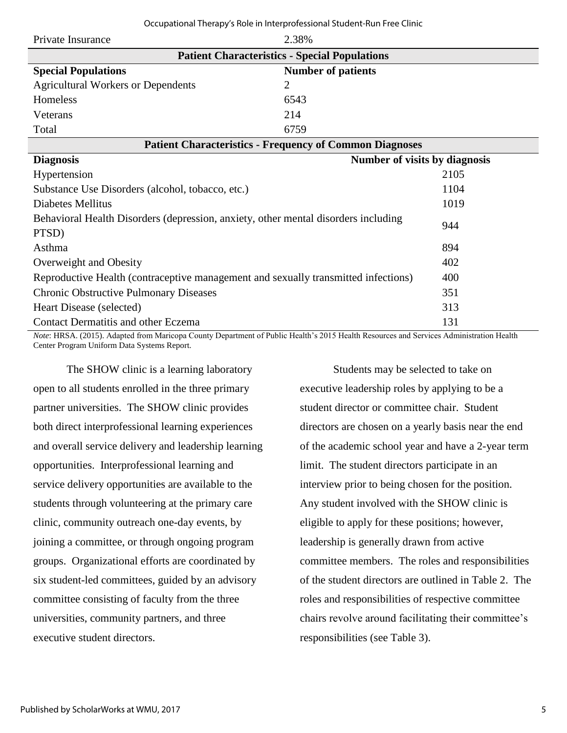| | |
|---|---|
| Private Insurance | 2.38% |
| **Patient Characteristics - Special Populations** | |
| **Special Populations** | **Number of patients** |
| Agricultural Workers or Dependents | 2 |
| Homeless | 6543 |
| Veterans | 214 |
| Total | 6759 |
| **Patient Characteristics - Frequency of Common Diagnoses** | |
| **Diagnosis** | **Number of visits by diagnosis** |
| Hypertension | 2105 |
| Substance Use Disorders (alcohol, tobacco, etc.) | 1104 |
| Diabetes Mellitus | 1019 |
| Behavioral Health Disorders (depression, anxiety, other mental disorders including PTSD) | 944 |
| Asthma | 894 |
| Overweight and Obesity | 402 |
| Reproductive Health (contraceptive management and sexually transmitted infections) | 400 |
| Chronic Obstructive Pulmonary Diseases | 351 |
| Heart Disease (selected) | 313 |
| Contact Dermatitis and other Eczema | 131 |

*Note*: HRSA. (2015). Adapted from Maricopa County Department of Public Health's 2015 Health Resources and Services Administration Health Center Program Uniform Data Systems Report.

The SHOW clinic is a learning laboratory open to all students enrolled in the three primary partner universities. The SHOW clinic provides both direct interprofessional learning experiences and overall service delivery and leadership learning opportunities. Interprofessional learning and service delivery opportunities are available to the students through volunteering at the primary care clinic, community outreach one-day events, by joining a committee, or through ongoing program groups. Organizational efforts are coordinated by six student-led committees, guided by an advisory committee consisting of faculty from the three universities, community partners, and three executive student directors.

Students may be selected to take on executive leadership roles by applying to be a student director or committee chair. Student directors are chosen on a yearly basis near the end of the academic school year and have a 2-year term limit. The student directors participate in an interview prior to being chosen for the position. Any student involved with the SHOW clinic is eligible to apply for these positions; however, leadership is generally drawn from active committee members. The roles and responsibilities of the student directors are outlined in Table 2. The roles and responsibilities of respective committee chairs revolve around facilitating their committee's responsibilities (see Table 3).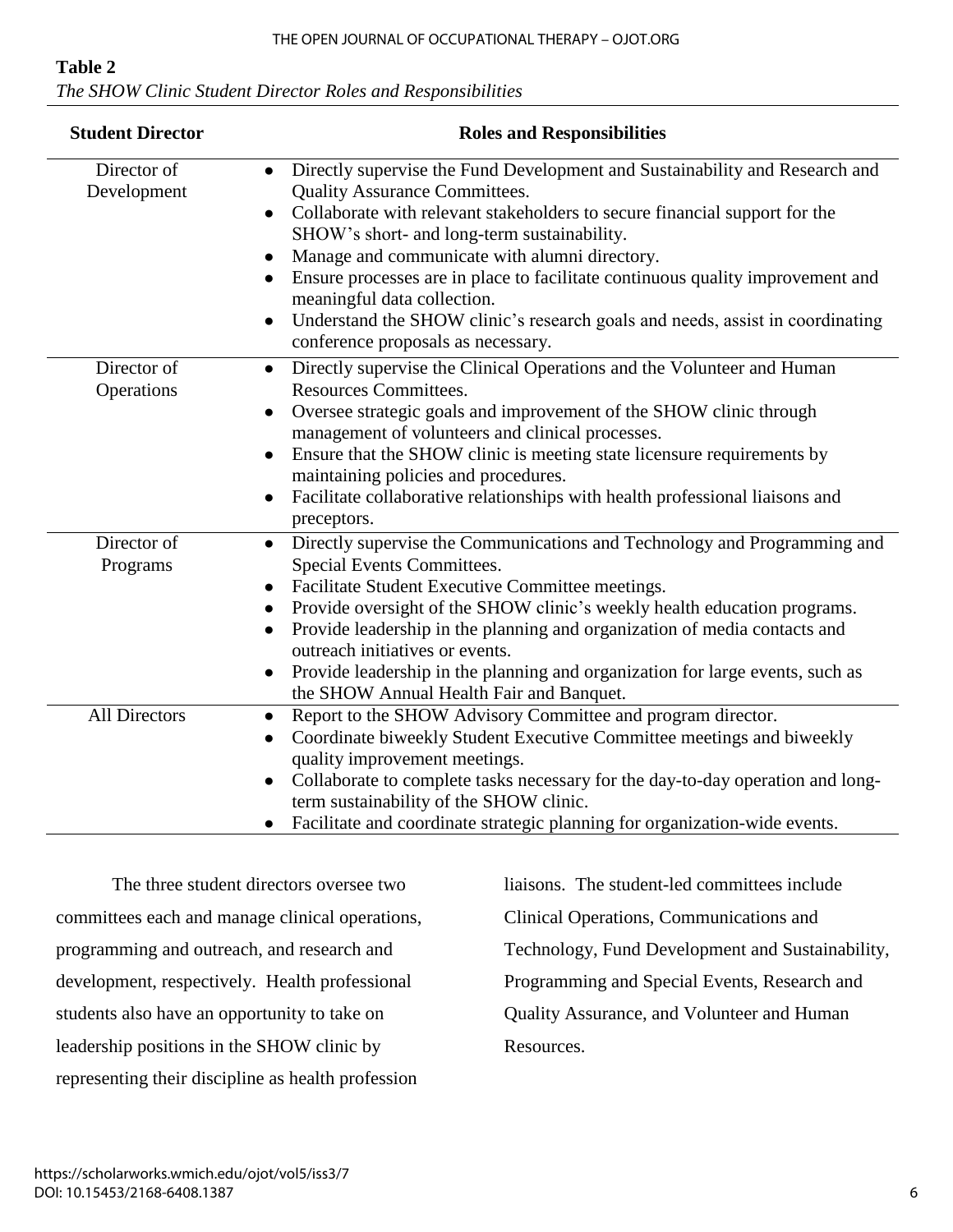**Table 2**

*The SHOW Clinic Student Director Roles and Responsibilities*

| Student Director | Roles and Responsibilities |
|---|---|
| Director of Development | • Directly supervise the Fund Development and Sustainability and Research and Quality Assurance Committees.<br>• Collaborate with relevant stakeholders to secure financial support for the SHOW's short- and long-term sustainability.<br>• Manage and communicate with alumni directory.<br>• Ensure processes are in place to facilitate continuous quality improvement and meaningful data collection.<br>• Understand the SHOW clinic's research goals and needs, assist in coordinating conference proposals as necessary. |
| Director of Operations | • Directly supervise the Clinical Operations and the Volunteer and Human Resources Committees.<br>• Oversee strategic goals and improvement of the SHOW clinic through management of volunteers and clinical processes.<br>• Ensure that the SHOW clinic is meeting state licensure requirements by maintaining policies and procedures.<br>• Facilitate collaborative relationships with health professional liaisons and preceptors. |
| Director of Programs | • Directly supervise the Communications and Technology and Programming and Special Events Committees.<br>• Facilitate Student Executive Committee meetings.<br>• Provide oversight of the SHOW clinic's weekly health education programs.<br>• Provide leadership in the planning and organization of media contacts and outreach initiatives or events.<br>• Provide leadership in the planning and organization for large events, such as the SHOW Annual Health Fair and Banquet. |
| All Directors | • Report to the SHOW Advisory Committee and program director.<br>• Coordinate biweekly Student Executive Committee meetings and biweekly quality improvement meetings.<br>• Collaborate to complete tasks necessary for the day-to-day operation and long-term sustainability of the SHOW clinic.<br>• Facilitate and coordinate strategic planning for organization-wide events. |

The three student directors oversee two committees each and manage clinical operations, programming and outreach, and research and development, respectively. Health professional students also have an opportunity to take on leadership positions in the SHOW clinic by representing their discipline as health profession liaisons. The student-led committees include Clinical Operations, Communications and Technology, Fund Development and Sustainability, Programming and Special Events, Research and Quality Assurance, and Volunteer and Human Resources.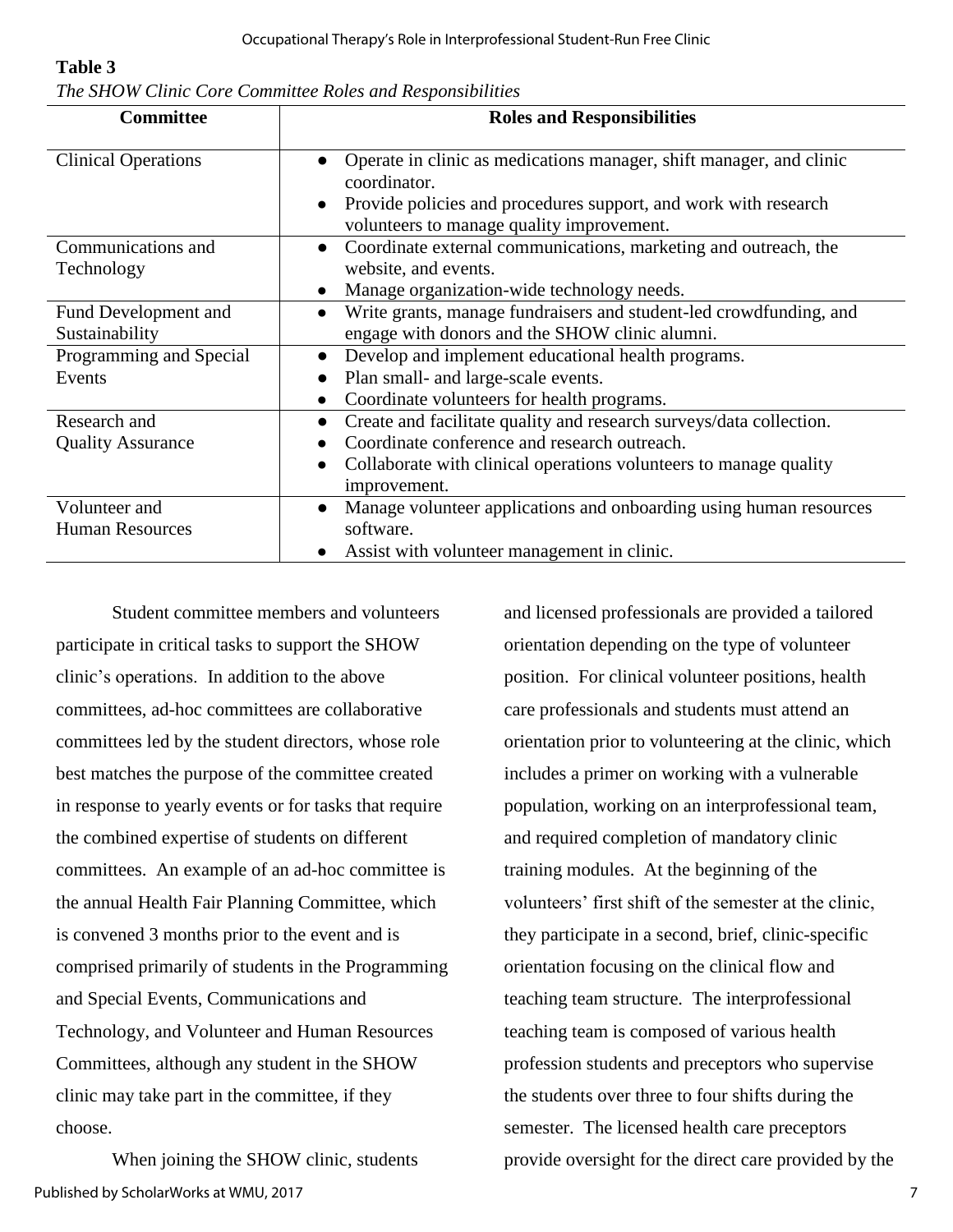**Table 3**

*The SHOW Clinic Core Committee Roles and Responsibilities*

| Committee | Roles and Responsibilities |
|---|---|
| Clinical Operations | ● Operate in clinic as medications manager, shift manager, and clinic coordinator.<br>● Provide policies and procedures support, and work with research volunteers to manage quality improvement. |
| Communications and Technology | ● Coordinate external communications, marketing and outreach, the website, and events.<br>● Manage organization-wide technology needs. |
| Fund Development and Sustainability | ● Write grants, manage fundraisers and student-led crowdfunding, and engage with donors and the SHOW clinic alumni. |
| Programming and Special Events | ● Develop and implement educational health programs.<br>● Plan small- and large-scale events.<br>● Coordinate volunteers for health programs. |
| Research and Quality Assurance | ● Create and facilitate quality and research surveys/data collection.<br>● Coordinate conference and research outreach.<br>● Collaborate with clinical operations volunteers to manage quality improvement. |
| Volunteer and Human Resources | ● Manage volunteer applications and onboarding using human resources software.<br>● Assist with volunteer management in clinic. |

Student committee members and volunteers participate in critical tasks to support the SHOW clinic's operations. In addition to the above committees, ad-hoc committees are collaborative committees led by the student directors, whose role best matches the purpose of the committee created in response to yearly events or for tasks that require the combined expertise of students on different committees. An example of an ad-hoc committee is the annual Health Fair Planning Committee, which is convened 3 months prior to the event and is comprised primarily of students in the Programming and Special Events, Communications and Technology, and Volunteer and Human Resources Committees, although any student in the SHOW clinic may take part in the committee, if they choose.

When joining the SHOW clinic, students and licensed professionals are provided a tailored orientation depending on the type of volunteer position. For clinical volunteer positions, health care professionals and students must attend an orientation prior to volunteering at the clinic, which includes a primer on working with a vulnerable population, working on an interprofessional team, and required completion of mandatory clinic training modules. At the beginning of the volunteers' first shift of the semester at the clinic, they participate in a second, brief, clinic-specific orientation focusing on the clinical flow and teaching team structure. The interprofessional teaching team is composed of various health profession students and preceptors who supervise the students over three to four shifts during the semester. The licensed health care preceptors provide oversight for the direct care provided by the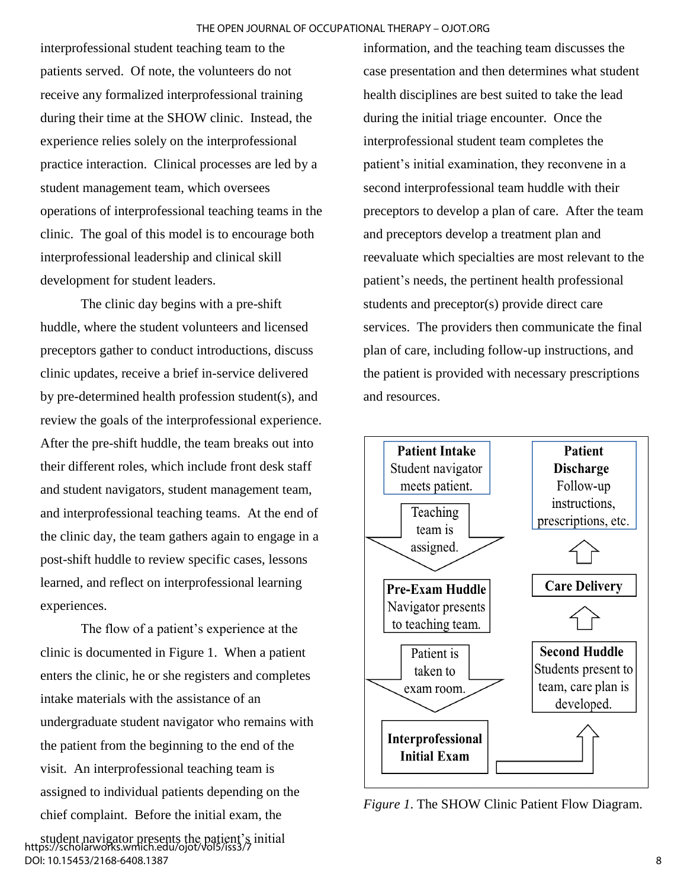interprofessional student teaching team to the patients served. Of note, the volunteers do not receive any formalized interprofessional training during their time at the SHOW clinic. Instead, the experience relies solely on the interprofessional practice interaction. Clinical processes are led by a student management team, which oversees operations of interprofessional teaching teams in the clinic. The goal of this model is to encourage both interprofessional leadership and clinical skill development for student leaders.

The clinic day begins with a pre-shift huddle, where the student volunteers and licensed preceptors gather to conduct introductions, discuss clinic updates, receive a brief in-service delivered by pre-determined health profession student(s), and review the goals of the interprofessional experience. After the pre-shift huddle, the team breaks out into their different roles, which include front desk staff and student navigators, student management team, and interprofessional teaching teams. At the end of the clinic day, the team gathers again to engage in a post-shift huddle to review specific cases, lessons learned, and reflect on interprofessional learning experiences.

The flow of a patient's experience at the clinic is documented in Figure 1. When a patient enters the clinic, he or she registers and completes intake materials with the assistance of an undergraduate student navigator who remains with the patient from the beginning to the end of the visit. An interprofessional teaching team is assigned to individual patients depending on the chief complaint. Before the initial exam, the student navigator presents the patient's initial information, and the teaching team discusses the case presentation and then determines what student health disciplines are best suited to take the lead during the initial triage encounter. Once the interprofessional student team completes the patient's initial examination, they reconvene in a second interprofessional team huddle with their preceptors to develop a plan of care. After the team and preceptors develop a treatment plan and reevaluate which specialties are most relevant to the patient's needs, the pertinent health professional students and preceptor(s) provide direct care services. The providers then communicate the final plan of care, including follow-up instructions, and the patient is provided with necessary prescriptions and resources.

**Patient Intake** Student navigator meets patient.
→ Teaching team is assigned.
**Pre-Exam Huddle** Navigator presents to teaching team.
→ Patient is taken to exam room.
**Interprofessional Initial Exam**
→ **Second Huddle** Students present to team, care plan is developed.
→ **Care Delivery**
→ **Patient Discharge** Follow-up instructions, prescriptions, etc.

*Figure 1*. The SHOW Clinic Patient Flow Diagram.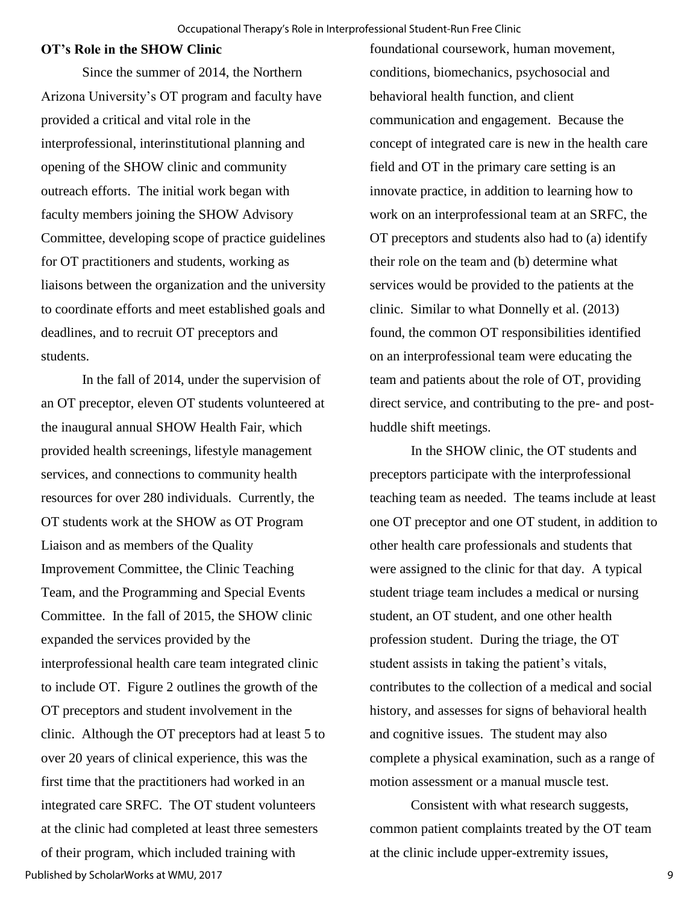### OT's Role in the SHOW Clinic

Since the summer of 2014, the Northern Arizona University's OT program and faculty have provided a critical and vital role in the interprofessional, interinstitutional planning and opening of the SHOW clinic and community outreach efforts. The initial work began with faculty members joining the SHOW Advisory Committee, developing scope of practice guidelines for OT practitioners and students, working as liaisons between the organization and the university to coordinate efforts and meet established goals and deadlines, and to recruit OT preceptors and students.

In the fall of 2014, under the supervision of an OT preceptor, eleven OT students volunteered at the inaugural annual SHOW Health Fair, which provided health screenings, lifestyle management services, and connections to community health resources for over 280 individuals. Currently, the OT students work at the SHOW as OT Program Liaison and as members of the Quality Improvement Committee, the Clinic Teaching Team, and the Programming and Special Events Committee. In the fall of 2015, the SHOW clinic expanded the services provided by the interprofessional health care team integrated clinic to include OT. Figure 2 outlines the growth of the OT preceptors and student involvement in the clinic. Although the OT preceptors had at least 5 to over 20 years of clinical experience, this was the first time that the practitioners had worked in an integrated care SRFC. The OT student volunteers at the clinic had completed at least three semesters of their program, which included training with foundational coursework, human movement, conditions, biomechanics, psychosocial and behavioral health function, and client communication and engagement. Because the concept of integrated care is new in the health care field and OT in the primary care setting is an innovate practice, in addition to learning how to work on an interprofessional team at an SRFC, the OT preceptors and students also had to (a) identify their role on the team and (b) determine what services would be provided to the patients at the clinic. Similar to what Donnelly et al. (2013) found, the common OT responsibilities identified on an interprofessional team were educating the team and patients about the role of OT, providing direct service, and contributing to the pre- and post-huddle shift meetings.

In the SHOW clinic, the OT students and preceptors participate with the interprofessional teaching team as needed. The teams include at least one OT preceptor and one OT student, in addition to other health care professionals and students that were assigned to the clinic for that day. A typical student triage team includes a medical or nursing student, an OT student, and one other health profession student. During the triage, the OT student assists in taking the patient's vitals, contributes to the collection of a medical and social history, and assesses for signs of behavioral health and cognitive issues. The student may also complete a physical examination, such as a range of motion assessment or a manual muscle test.

Consistent with what research suggests, common patient complaints treated by the OT team at the clinic include upper-extremity issues,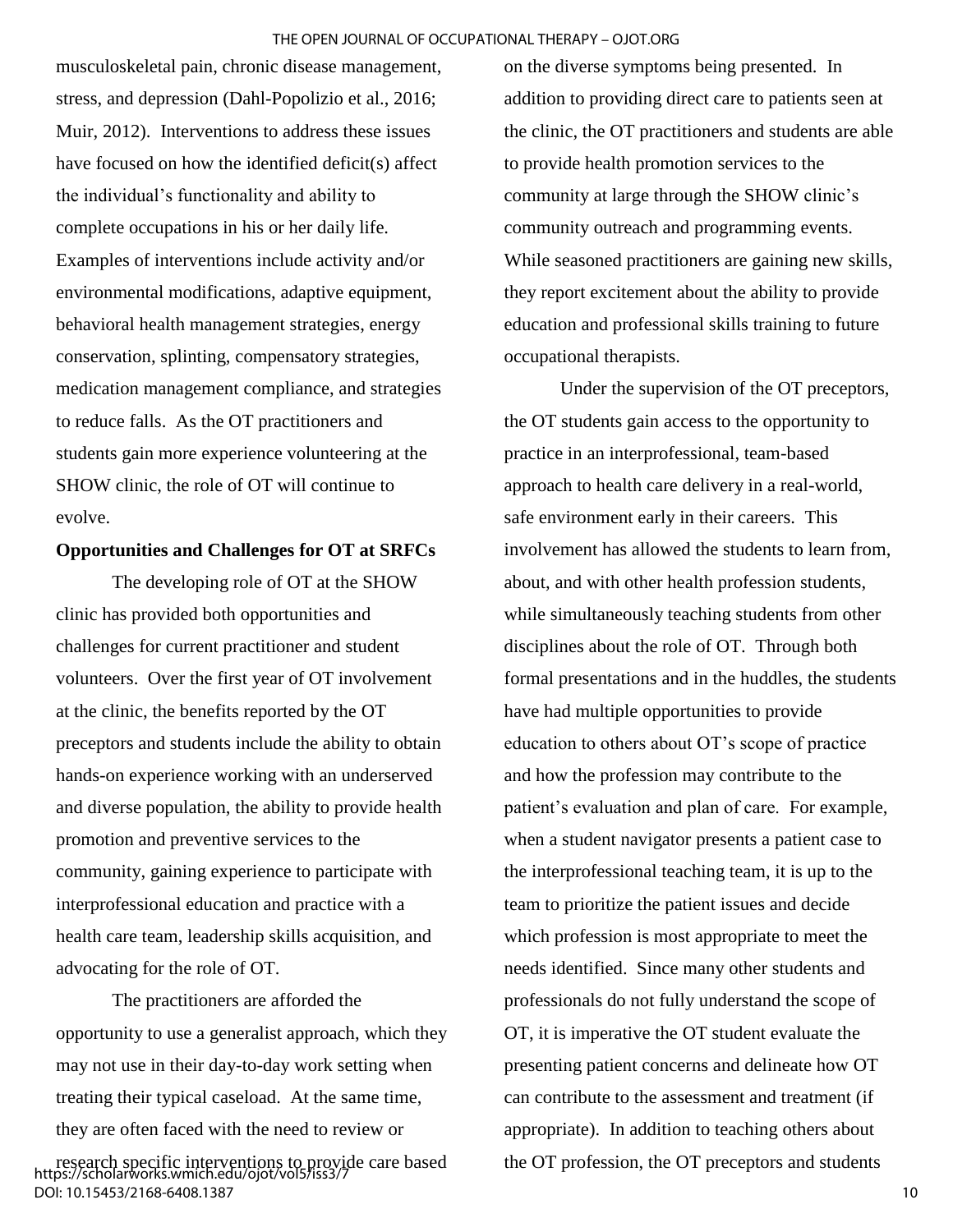musculoskeletal pain, chronic disease management, stress, and depression (Dahl-Popolizio et al., 2016; Muir, 2012). Interventions to address these issues have focused on how the identified deficit(s) affect the individual's functionality and ability to complete occupations in his or her daily life. Examples of interventions include activity and/or environmental modifications, adaptive equipment, behavioral health management strategies, energy conservation, splinting, compensatory strategies, medication management compliance, and strategies to reduce falls. As the OT practitioners and students gain more experience volunteering at the SHOW clinic, the role of OT will continue to evolve.

**Opportunities and Challenges for OT at SRFCs**

The developing role of OT at the SHOW clinic has provided both opportunities and challenges for current practitioner and student volunteers. Over the first year of OT involvement at the clinic, the benefits reported by the OT preceptors and students include the ability to obtain hands-on experience working with an underserved and diverse population, the ability to provide health promotion and preventive services to the community, gaining experience to participate with interprofessional education and practice with a health care team, leadership skills acquisition, and advocating for the role of OT.

The practitioners are afforded the opportunity to use a generalist approach, which they may not use in their day-to-day work setting when treating their typical caseload. At the same time, they are often faced with the need to review or research specific interventions to provide care based on the diverse symptoms being presented. In addition to providing direct care to patients seen at the clinic, the OT practitioners and students are able to provide health promotion services to the community at large through the SHOW clinic's community outreach and programming events. While seasoned practitioners are gaining new skills, they report excitement about the ability to provide education and professional skills training to future occupational therapists.

Under the supervision of the OT preceptors, the OT students gain access to the opportunity to practice in an interprofessional, team-based approach to health care delivery in a real-world, safe environment early in their careers. This involvement has allowed the students to learn from, about, and with other health profession students, while simultaneously teaching students from other disciplines about the role of OT. Through both formal presentations and in the huddles, the students have had multiple opportunities to provide education to others about OT's scope of practice and how the profession may contribute to the patient's evaluation and plan of care. For example, when a student navigator presents a patient case to the interprofessional teaching team, it is up to the team to prioritize the patient issues and decide which profession is most appropriate to meet the needs identified. Since many other students and professionals do not fully understand the scope of OT, it is imperative the OT student evaluate the presenting patient concerns and delineate how OT can contribute to the assessment and treatment (if appropriate). In addition to teaching others about the OT profession, the OT preceptors and students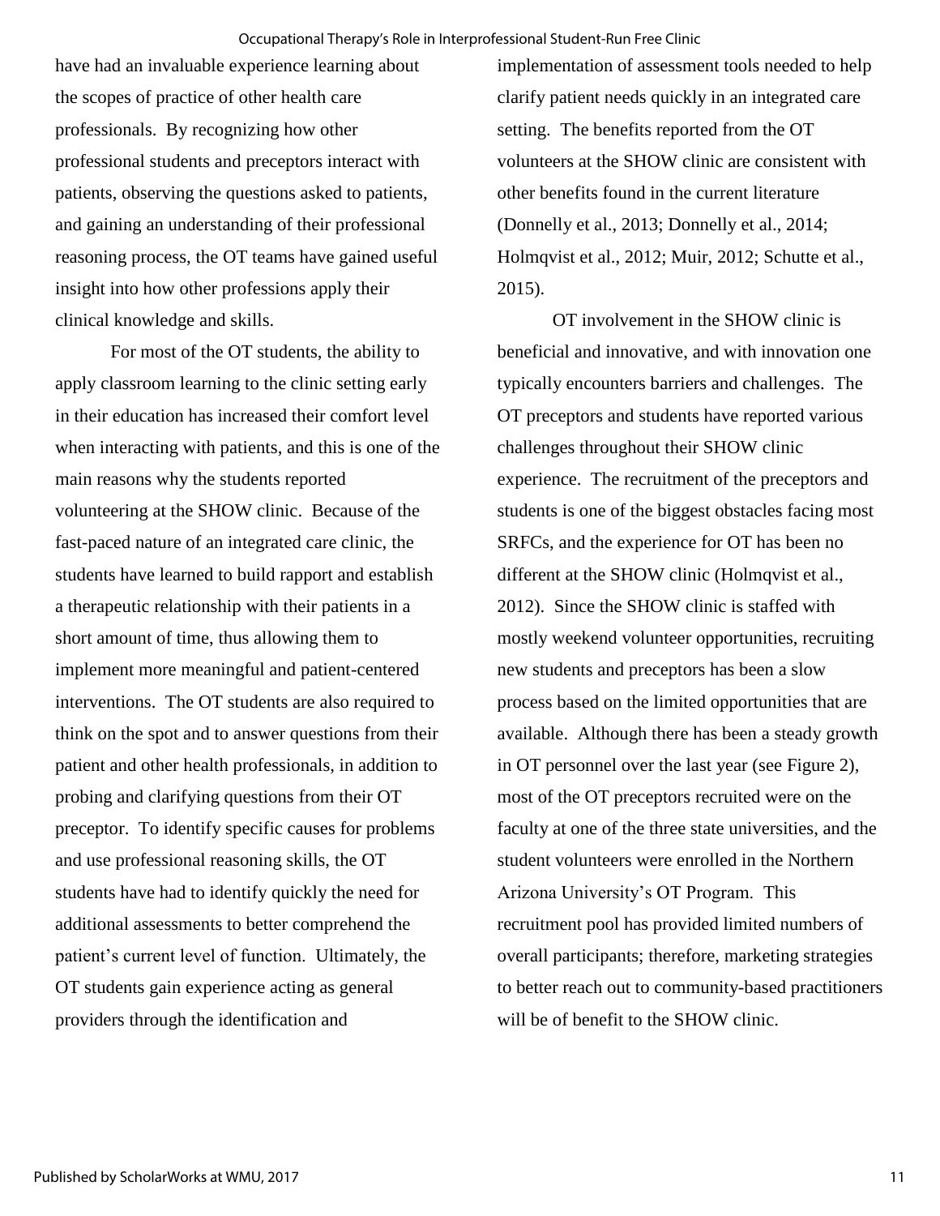have had an invaluable experience learning about the scopes of practice of other health care professionals. By recognizing how other professional students and preceptors interact with patients, observing the questions asked to patients, and gaining an understanding of their professional reasoning process, the OT teams have gained useful insight into how other professions apply their clinical knowledge and skills.

For most of the OT students, the ability to apply classroom learning to the clinic setting early in their education has increased their comfort level when interacting with patients, and this is one of the main reasons why the students reported volunteering at the SHOW clinic. Because of the fast-paced nature of an integrated care clinic, the students have learned to build rapport and establish a therapeutic relationship with their patients in a short amount of time, thus allowing them to implement more meaningful and patient-centered interventions. The OT students are also required to think on the spot and to answer questions from their patient and other health professionals, in addition to probing and clarifying questions from their OT preceptor. To identify specific causes for problems and use professional reasoning skills, the OT students have had to identify quickly the need for additional assessments to better comprehend the patient's current level of function. Ultimately, the OT students gain experience acting as general providers through the identification and implementation of assessment tools needed to help clarify patient needs quickly in an integrated care setting. The benefits reported from the OT volunteers at the SHOW clinic are consistent with other benefits found in the current literature (Donnelly et al., 2013; Donnelly et al., 2014; Holmqvist et al., 2012; Muir, 2012; Schutte et al., 2015).

OT involvement in the SHOW clinic is beneficial and innovative, and with innovation one typically encounters barriers and challenges. The OT preceptors and students have reported various challenges throughout their SHOW clinic experience. The recruitment of the preceptors and students is one of the biggest obstacles facing most SRFCs, and the experience for OT has been no different at the SHOW clinic (Holmqvist et al., 2012). Since the SHOW clinic is staffed with mostly weekend volunteer opportunities, recruiting new students and preceptors has been a slow process based on the limited opportunities that are available. Although there has been a steady growth in OT personnel over the last year (see Figure 2), most of the OT preceptors recruited were on the faculty at one of the three state universities, and the student volunteers were enrolled in the Northern Arizona University's OT Program. This recruitment pool has provided limited numbers of overall participants; therefore, marketing strategies to better reach out to community-based practitioners will be of benefit to the SHOW clinic.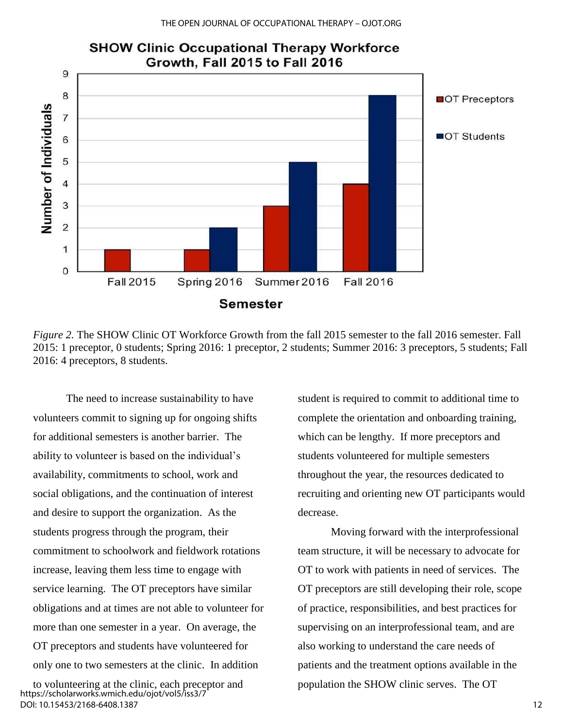*Figure 2.* The SHOW Clinic OT Workforce Growth from the fall 2015 semester to the fall 2016 semester. Fall 2015: 1 preceptor, 0 students; Spring 2016: 1 preceptor, 2 students; Summer 2016: 3 preceptors, 5 students; Fall 2016: 4 preceptors, 8 students.

The need to increase sustainability to have volunteers commit to signing up for ongoing shifts for additional semesters is another barrier. The ability to volunteer is based on the individual's availability, commitments to school, work and social obligations, and the continuation of interest and desire to support the organization. As the students progress through the program, their commitment to schoolwork and fieldwork rotations increase, leaving them less time to engage with service learning. The OT preceptors have similar obligations and at times are not able to volunteer for more than one semester in a year. On average, the OT preceptors and students have volunteered for only one to two semesters at the clinic. In addition to volunteering at the clinic, each preceptor and student is required to commit to additional time to complete the orientation and onboarding training, which can be lengthy. If more preceptors and students volunteered for multiple semesters throughout the year, the resources dedicated to recruiting and orienting new OT participants would decrease.

Moving forward with the interprofessional team structure, it will be necessary to advocate for OT to work with patients in need of services. The OT preceptors are still developing their role, scope of practice, responsibilities, and best practices for supervising on an interprofessional team, and are also working to understand the care needs of patients and the treatment options available in the population the SHOW clinic serves. The OT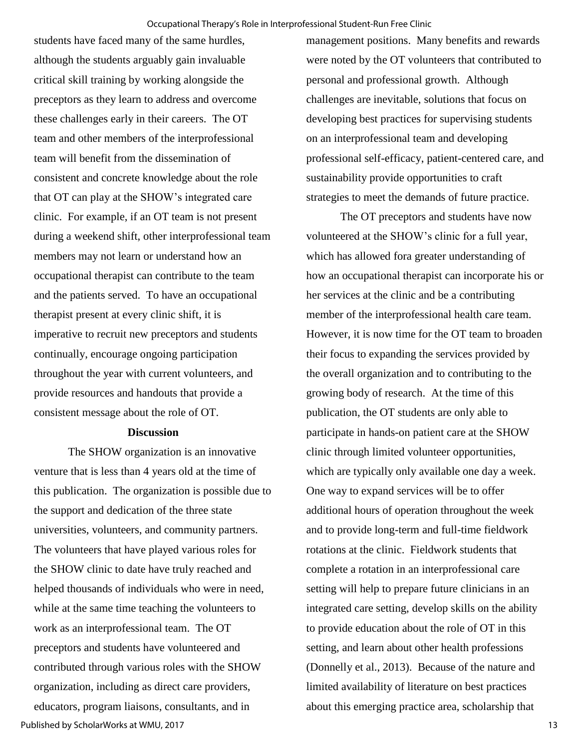students have faced many of the same hurdles, although the students arguably gain invaluable critical skill training by working alongside the preceptors as they learn to address and overcome these challenges early in their careers. The OT team and other members of the interprofessional team will benefit from the dissemination of consistent and concrete knowledge about the role that OT can play at the SHOW's integrated care clinic. For example, if an OT team is not present during a weekend shift, other interprofessional team members may not learn or understand how an occupational therapist can contribute to the team and the patients served. To have an occupational therapist present at every clinic shift, it is imperative to recruit new preceptors and students continually, encourage ongoing participation throughout the year with current volunteers, and provide resources and handouts that provide a consistent message about the role of OT.

## Discussion

The SHOW organization is an innovative venture that is less than 4 years old at the time of this publication. The organization is possible due to the support and dedication of the three state universities, volunteers, and community partners. The volunteers that have played various roles for the SHOW clinic to date have truly reached and helped thousands of individuals who were in need, while at the same time teaching the volunteers to work as an interprofessional team. The OT preceptors and students have volunteered and contributed through various roles with the SHOW organization, including as direct care providers, educators, program liaisons, consultants, and in management positions. Many benefits and rewards were noted by the OT volunteers that contributed to personal and professional growth. Although challenges are inevitable, solutions that focus on developing best practices for supervising students on an interprofessional team and developing professional self-efficacy, patient-centered care, and sustainability provide opportunities to craft strategies to meet the demands of future practice.

The OT preceptors and students have now volunteered at the SHOW's clinic for a full year, which has allowed fora greater understanding of how an occupational therapist can incorporate his or her services at the clinic and be a contributing member of the interprofessional health care team. However, it is now time for the OT team to broaden their focus to expanding the services provided by the overall organization and to contributing to the growing body of research. At the time of this publication, the OT students are only able to participate in hands-on patient care at the SHOW clinic through limited volunteer opportunities, which are typically only available one day a week. One way to expand services will be to offer additional hours of operation throughout the week and to provide long-term and full-time fieldwork rotations at the clinic. Fieldwork students that complete a rotation in an interprofessional care setting will help to prepare future clinicians in an integrated care setting, develop skills on the ability to provide education about the role of OT in this setting, and learn about other health professions (Donnelly et al., 2013). Because of the nature and limited availability of literature on best practices about this emerging practice area, scholarship that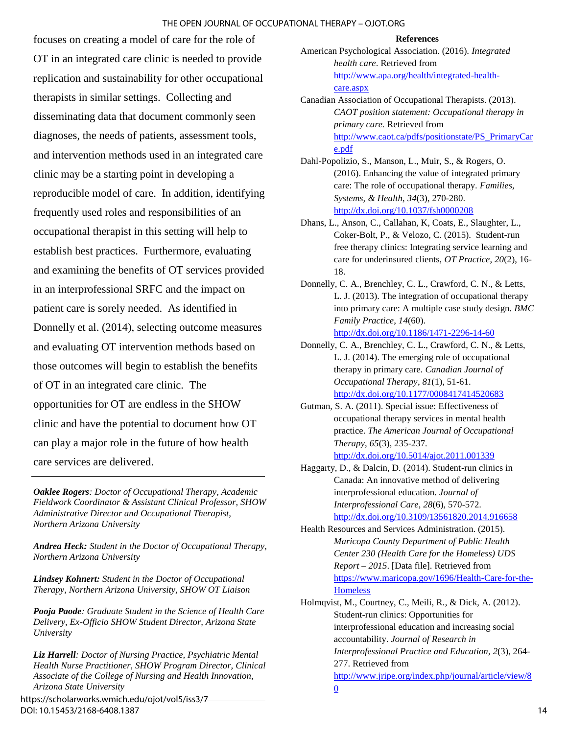focuses on creating a model of care for the role of OT in an integrated care clinic is needed to provide replication and sustainability for other occupational therapists in similar settings. Collecting and disseminating data that document commonly seen diagnoses, the needs of patients, assessment tools, and intervention methods used in an integrated care clinic may be a starting point in developing a reproducible model of care. In addition, identifying frequently used roles and responsibilities of an occupational therapist in this setting will help to establish best practices. Furthermore, evaluating and examining the benefits of OT services provided in an interprofessional SRFC and the impact on patient care is sorely needed. As identified in Donnelly et al. (2014), selecting outcome measures and evaluating OT intervention methods based on those outcomes will begin to establish the benefits of OT in an integrated care clinic. The opportunities for OT are endless in the SHOW clinic and have the potential to document how OT can play a major role in the future of how health care services are delivered.

---

***Oaklee Rogers**: Doctor of Occupational Therapy, Academic Fieldwork Coordinator & Assistant Clinical Professor, SHOW Administrative Director and Occupational Therapist, Northern Arizona University*

***Andrea Heck:** Student in the Doctor of Occupational Therapy, Northern Arizona University*

***Lindsey Kohnert:** Student in the Doctor of Occupational Therapy, Northern Arizona University, SHOW OT Liaison*

***Pooja Paode**: Graduate Student in the Science of Health Care Delivery, Ex-Officio SHOW Student Director, Arizona State University*

***Liz Harrell**: Doctor of Nursing Practice, Psychiatric Mental Health Nurse Practitioner, SHOW Program Director, Clinical Associate of the College of Nursing and Health Innovation, Arizona State University*

## References

American Psychological Association. (2016). *Integrated health care*. Retrieved from http://www.apa.org/health/integrated-health-care.aspx

Canadian Association of Occupational Therapists. (2013). *CAOT position statement: Occupational therapy in primary care.* Retrieved from http://www.caot.ca/pdfs/positionstate/PS_PrimaryCare.pdf

Dahl-Popolizio, S., Manson, L., Muir, S., & Rogers, O. (2016). Enhancing the value of integrated primary care: The role of occupational therapy. *Families, Systems, & Health*, *34*(3), 270-280. http://dx.doi.org/10.1037/fsh0000208

Dhans, L., Anson, C., Callahan, K, Coats, E., Slaughter, L., Coker-Bolt, P., & Velozo, C. (2015). Student-run free therapy clinics: Integrating service learning and care for underinsured clients, *OT Practice*, *20*(2), 16-18.

Donnelly, C. A., Brenchley, C. L., Crawford, C. N., & Letts, L. J. (2013). The integration of occupational therapy into primary care: A multiple case study design. *BMC Family Practice*, *14*(60). http://dx.doi.org/10.1186/1471-2296-14-60

Donnelly, C. A., Brenchley, C. L., Crawford, C. N., & Letts, L. J. (2014). The emerging role of occupational therapy in primary care. *Canadian Journal of Occupational Therapy*, *81*(1), 51-61. http://dx.doi.org/10.1177/0008417414520683

Gutman, S. A. (2011). Special issue: Effectiveness of occupational therapy services in mental health practice. *The American Journal of Occupational Therapy*, *65*(3), 235-237. http://dx.doi.org/10.5014/ajot.2011.001339

Haggarty, D., & Dalcin, D. (2014). Student-run clinics in Canada: An innovative method of delivering interprofessional education. *Journal of Interprofessional Care*, *28*(6), 570-572. http://dx.doi.org/10.3109/13561820.2014.916658

Health Resources and Services Administration. (2015). *Maricopa County Department of Public Health Center 230 (Health Care for the Homeless) UDS Report – 2015*. [Data file]. Retrieved from https://www.maricopa.gov/1696/Health-Care-for-the-Homeless

Holmqvist, M., Courtney, C., Meili, R., & Dick, A. (2012). Student-run clinics: Opportunities for interprofessional education and increasing social accountability. *Journal of Research in Interprofessional Practice and Education*, *2*(3), 264-277. Retrieved from http://www.jripe.org/index.php/journal/article/view/80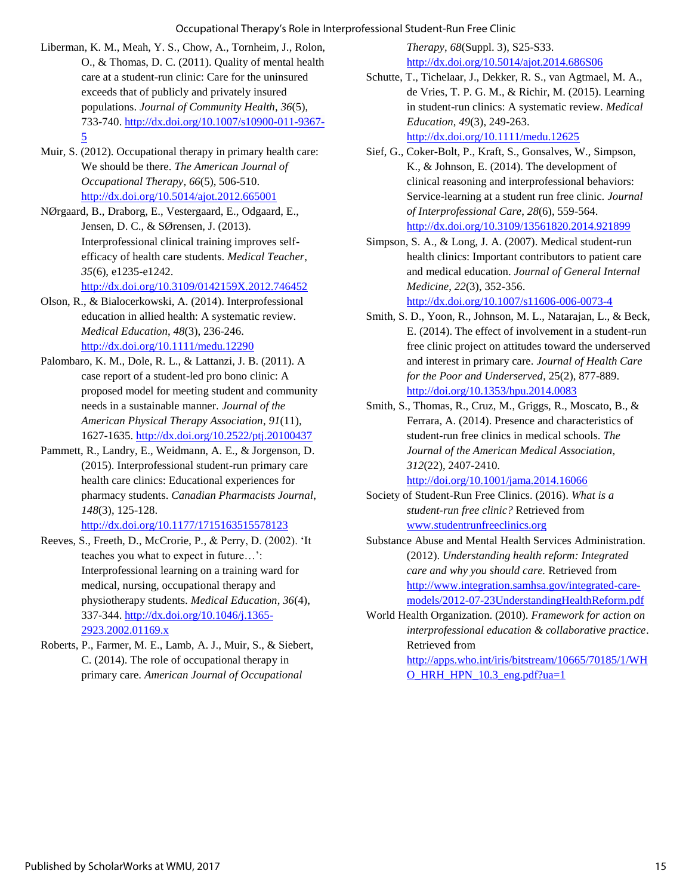Liberman, K. M., Meah, Y. S., Chow, A., Tornheim, J., Rolon, O., & Thomas, D. C. (2011). Quality of mental health care at a student-run clinic: Care for the uninsured exceeds that of publicly and privately insured populations. *Journal of Community Health*, *36*(5), 733-740. http://dx.doi.org/10.1007/s10900-011-9367-5

Muir, S. (2012). Occupational therapy in primary health care: We should be there. *The American Journal of Occupational Therapy*, *66*(5), 506-510. http://dx.doi.org/10.5014/ajot.2012.665001

NØrgaard, B., Draborg, E., Vestergaard, E., Odgaard, E., Jensen, D. C., & SØrensen, J. (2013). Interprofessional clinical training improves self-efficacy of health care students. *Medical Teacher*, *35*(6), e1235-e1242. http://dx.doi.org/10.3109/0142159X.2012.746452

Olson, R., & Bialocerkowski, A. (2014). Interprofessional education in allied health: A systematic review. *Medical Education*, *48*(3), 236-246. http://dx.doi.org/10.1111/medu.12290

Palombaro, K. M., Dole, R. L., & Lattanzi, J. B. (2011). A case report of a student-led pro bono clinic: A proposed model for meeting student and community needs in a sustainable manner. *Journal of the American Physical Therapy Association*, *91*(11), 1627-1635. http://dx.doi.org/10.2522/ptj.20100437

Pammett, R., Landry, E., Weidmann, A. E., & Jorgenson, D. (2015). Interprofessional student-run primary care health care clinics: Educational experiences for pharmacy students. *Canadian Pharmacists Journal*, *148*(3), 125-128. http://dx.doi.org/10.1177/1715163515578123

Reeves, S., Freeth, D., McCrorie, P., & Perry, D. (2002). 'It teaches you what to expect in future…': Interprofessional learning on a training ward for medical, nursing, occupational therapy and physiotherapy students. *Medical Education*, *36*(4), 337-344. http://dx.doi.org/10.1046/j.1365-2923.2002.01169.x

Roberts, P., Farmer, M. E., Lamb, A. J., Muir, S., & Siebert, C. (2014). The role of occupational therapy in primary care. *American Journal of Occupational Therapy*, *68*(Suppl. 3), S25-S33. http://dx.doi.org/10.5014/ajot.2014.686S06

Schutte, T., Tichelaar, J., Dekker, R. S., van Agtmael, M. A., de Vries, T. P. G. M., & Richir, M. (2015). Learning in student-run clinics: A systematic review. *Medical Education*, *49*(3), 249-263. http://dx.doi.org/10.1111/medu.12625

Sief, G., Coker-Bolt, P., Kraft, S., Gonsalves, W., Simpson, K., & Johnson, E. (2014). The development of clinical reasoning and interprofessional behaviors: Service-learning at a student run free clinic. *Journal of Interprofessional Care*, *28*(6), 559-564. http://dx.doi.org/10.3109/13561820.2014.921899

Simpson, S. A., & Long, J. A. (2007). Medical student-run health clinics: Important contributors to patient care and medical education. *Journal of General Internal Medicine*, *22*(3), 352-356. http://dx.doi.org/10.1007/s11606-006-0073-4

Smith, S. D., Yoon, R., Johnson, M. L., Natarajan, L., & Beck, E. (2014). The effect of involvement in a student-run free clinic project on attitudes toward the underserved and interest in primary care. *Journal of Health Care for the Poor and Underserved*, 25(2), 877-889. http://doi.org/10.1353/hpu.2014.0083

Smith, S., Thomas, R., Cruz, M., Griggs, R., Moscato, B., & Ferrara, A. (2014). Presence and characteristics of student-run free clinics in medical schools. *The Journal of the American Medical Association*, *312*(22), 2407-2410. http://doi.org/10.1001/jama.2014.16066

Society of Student-Run Free Clinics. (2016). *What is a student-run free clinic?* Retrieved from www.studentrunfreeclinics.org

Substance Abuse and Mental Health Services Administration. (2012). *Understanding health reform: Integrated care and why you should care.* Retrieved from http://www.integration.samhsa.gov/integrated-care-models/2012-07-23UnderstandingHealthReform.pdf

World Health Organization. (2010). *Framework for action on interprofessional education & collaborative practice*. Retrieved from http://apps.who.int/iris/bitstream/10665/70185/1/WHO_HRH_HPN_10.3_eng.pdf?ua=1